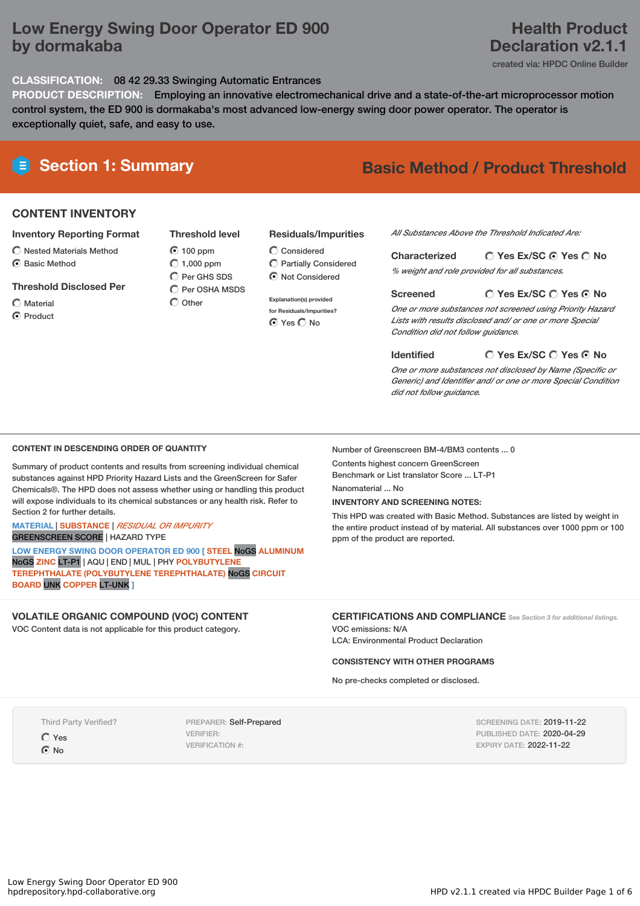# Low Energy Swing Door Operator ED 900 by dormakaba

# Health Product Declaration v2.1.1

created via: HPDC Online Builder

**CLASSIFICATION:** 08 42 29.33 Swinging Automatic Entrances

**PRODUCT DESCRIPTION:** Employing an innovative electromechanical drive and a state-of-the-art microprocessor motion control system, the ED 900 is dormakaba's most advanced low-energy swing door power operator. The operator is exceptionally quiet, safe, and easy to use.

## Section 1: Summary

**Basic Method / Product Threshold**

### CONTENT INVENTORY

**Inventory Reporting Format**

- ○ Nested Materials Method
- ◉ Basic Method

**Threshold Disclosed Per**

- ○ Material
- ◉ Product

**Threshold level**

- ◉ 100 ppm
- ○ 1,000 ppm
- ○ Per GHS SDS
- ○ Per OSHA MSDS
- ○ Other

**Residuals/Impurities**

- ○ Considered
- ○ Partially Considered
- ◉ Not Considered

Explanation(s) provided for Residuals/Impurities?
◉ Yes ○ No

*All Substances Above the Threshold Indicated Are:*

**Characterized** ○ Yes Ex/SC ◉ Yes ○ No

*% weight and role provided for all substances.*

**Screened** ○ Yes Ex/SC ○ Yes ◉ No

*One or more substances not screened using Priority Hazard Lists with results disclosed and/ or one or more Special Condition did not follow guidance.*

**Identified** ○ Yes Ex/SC ○ Yes ◉ No

*One or more substances not disclosed by Name (Specific or Generic) and Identifier and/ or one or more Special Condition did not follow guidance.*

### CONTENT IN DESCENDING ORDER OF QUANTITY

Summary of product contents and results from screening individual chemical substances against HPD Priority Hazard Lists and the GreenScreen for Safer Chemicals®. The HPD does not assess whether using or handling this product will expose individuals to its chemical substances or any health risk. Refer to Section 2 for further details.

MATERIAL | SUBSTANCE | *RESIDUAL OR IMPURITY*
GREENSCREEN SCORE | HAZARD TYPE

LOW ENERGY SWING DOOR OPERATOR ED 900 [ STEEL NoGS ALUMINUM NoGS ZINC LT-P1 | AQU | END | MUL | PHY POLYBUTYLENE TEREPHTHALATE (POLYBUTYLENE TEREPHTHALATE) NoGS CIRCUIT BOARD UNK COPPER LT-UNK ]

Number of Greenscreen BM-4/BM3 contents ... 0

Contents highest concern GreenScreen Benchmark or List translator Score ... LT-P1

Nanomaterial ... No

**INVENTORY AND SCREENING NOTES:**

This HPD was created with Basic Method. Substances are listed by weight in the entire product instead of by material. All substances over 1000 ppm or 100 ppm of the product are reported.

### VOLATILE ORGANIC COMPOUND (VOC) CONTENT

VOC Content data is not applicable for this product category.

### CERTIFICATIONS AND COMPLIANCE

*See Section 3 for additional listings.*

VOC emissions: N/A

LCA: Environmental Product Declaration

**CONSISTENCY WITH OTHER PROGRAMS**

No pre-checks completed or disclosed.

Third Party Verified?

- ○ Yes
- ◉ No

PREPARER: Self-Prepared
VERIFIER:
VERIFICATION #:

SCREENING DATE: 2019-11-22
PUBLISHED DATE: 2020-04-29
EXPIRY DATE: 2022-11-22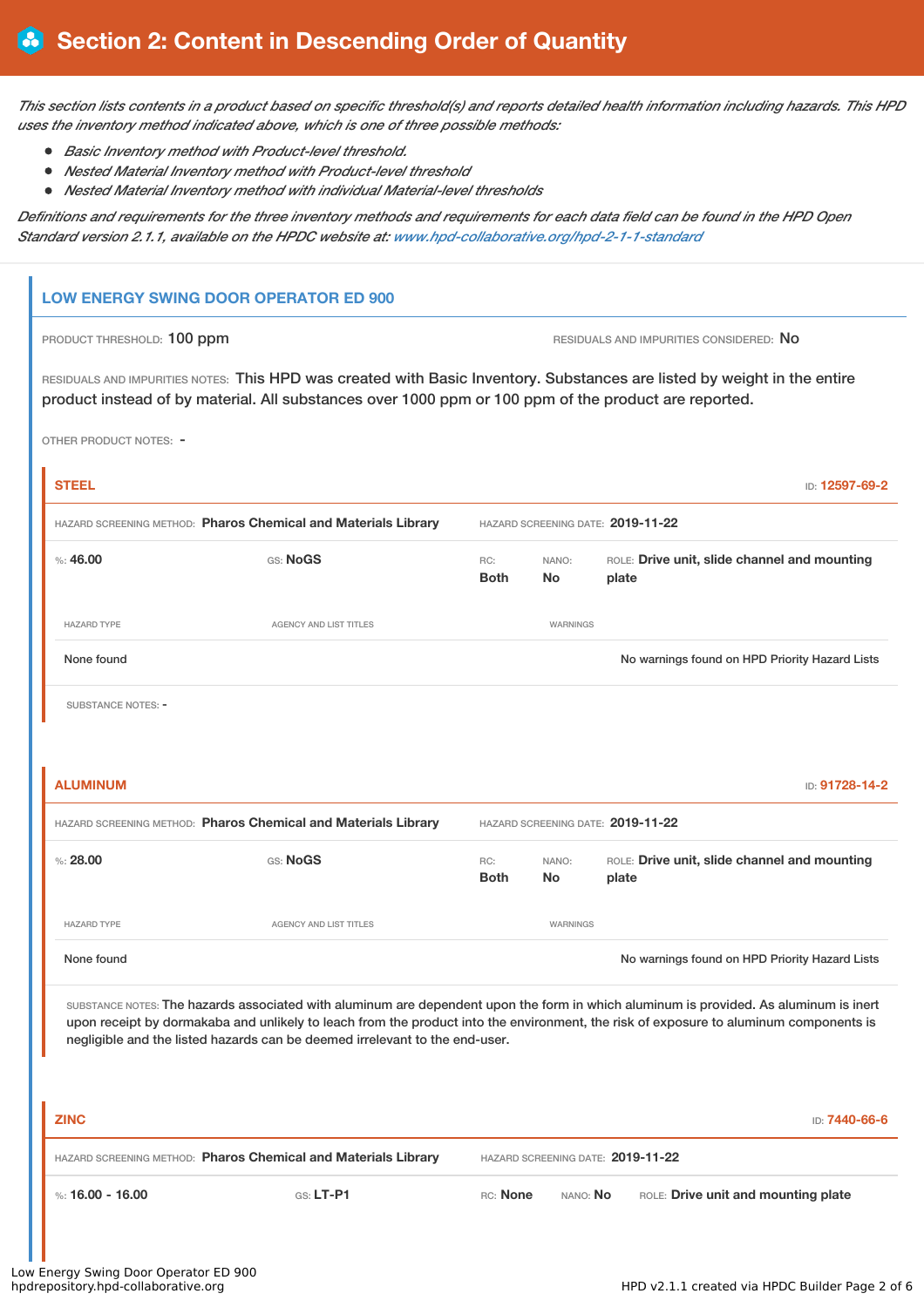# Section 2: Content in Descending Order of Quantity

*This section lists contents in a product based on specific threshold(s) and reports detailed health information including hazards. This HPD uses the inventory method indicated above, which is one of three possible methods:*

- *Basic Inventory method with Product-level threshold.*
- *Nested Material Inventory method with Product-level threshold*
- *Nested Material Inventory method with individual Material-level thresholds*

*Definitions and requirements for the three inventory methods and requirements for each data field can be found in the HPD Open Standard version 2.1.1, available on the HPDC website at: www.hpd-collaborative.org/hpd-2-1-1-standard*

## LOW ENERGY SWING DOOR OPERATOR ED 900

PRODUCT THRESHOLD: 100 ppm

RESIDUALS AND IMPURITIES CONSIDERED: No

RESIDUALS AND IMPURITIES NOTES: This HPD was created with Basic Inventory. Substances are listed by weight in the entire product instead of by material. All substances over 1000 ppm or 100 ppm of the product are reported.

OTHER PRODUCT NOTES: -

### STEEL

ID: 12597-69-2

HAZARD SCREENING METHOD: **Pharos Chemical and Materials Library** HAZARD SCREENING DATE: **2019-11-22**

%: **46.00** GS: **NoGS** RC: **Both** NANO: **No** ROLE: **Drive unit, slide channel and mounting plate**

| HAZARD TYPE | AGENCY AND LIST TITLES | WARNINGS |
|---|---|---|
| None found | | No warnings found on HPD Priority Hazard Lists |

SUBSTANCE NOTES: -

### ALUMINUM

ID: 91728-14-2

HAZARD SCREENING METHOD: **Pharos Chemical and Materials Library** HAZARD SCREENING DATE: **2019-11-22**

%: **28.00** GS: **NoGS** RC: **Both** NANO: **No** ROLE: **Drive unit, slide channel and mounting plate**

| HAZARD TYPE | AGENCY AND LIST TITLES | WARNINGS |
|---|---|---|
| None found | | No warnings found on HPD Priority Hazard Lists |

SUBSTANCE NOTES: The hazards associated with aluminum are dependent upon the form in which aluminum is provided. As aluminum is inert upon receipt by dormakaba and unlikely to leach from the product into the environment, the risk of exposure to aluminum components is negligible and the listed hazards can be deemed irrelevant to the end-user.

### ZINC

ID: 7440-66-6

HAZARD SCREENING METHOD: **Pharos Chemical and Materials Library** HAZARD SCREENING DATE: **2019-11-22**

%: **16.00 - 16.00** GS: **LT-P1** RC: **None** NANO: **No** ROLE: **Drive unit and mounting plate**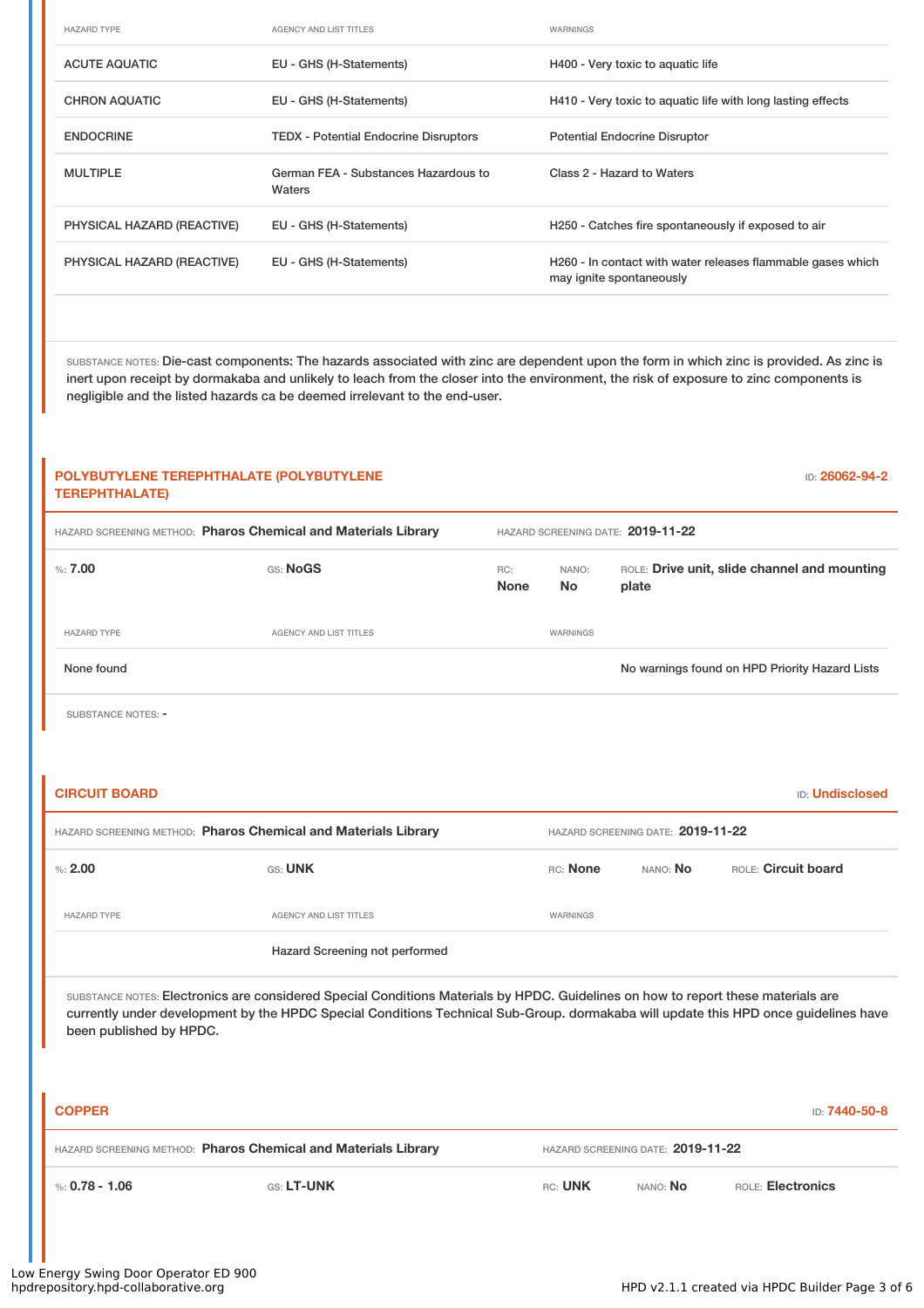| HAZARD TYPE | AGENCY AND LIST TITLES | WARNINGS |
|---|---|---|
| ACUTE AQUATIC | EU - GHS (H-Statements) | H400 - Very toxic to aquatic life |
| CHRON AQUATIC | EU - GHS (H-Statements) | H410 - Very toxic to aquatic life with long lasting effects |
| ENDOCRINE | TEDX - Potential Endocrine Disruptors | Potential Endocrine Disruptor |
| MULTIPLE | German FEA - Substances Hazardous to Waters | Class 2 - Hazard to Waters |
| PHYSICAL HAZARD (REACTIVE) | EU - GHS (H-Statements) | H250 - Catches fire spontaneously if exposed to air |
| PHYSICAL HAZARD (REACTIVE) | EU - GHS (H-Statements) | H260 - In contact with water releases flammable gases which may ignite spontaneously |

SUBSTANCE NOTES: Die-cast components: The hazards associated with zinc are dependent upon the form in which zinc is provided. As zinc is inert upon receipt by dormakaba and unlikely to leach from the closer into the environment, the risk of exposure to zinc components is negligible and the listed hazards ca be deemed irrelevant to the end-user.

## POLYBUTYLENE TEREPHTHALATE (POLYBUTYLENE TEREPHTHALATE)

ID: 26062-94-2

HAZARD SCREENING METHOD: **Pharos Chemical and Materials Library** HAZARD SCREENING DATE: **2019-11-22**

%: **7.00** GS: **NoGS** RC: **None** NANO: **No** ROLE: **Drive unit, slide channel and mounting plate**

| HAZARD TYPE | AGENCY AND LIST TITLES | WARNINGS |
|---|---|---|
| None found | | No warnings found on HPD Priority Hazard Lists |

SUBSTANCE NOTES: -

## CIRCUIT BOARD

ID: Undisclosed

HAZARD SCREENING METHOD: **Pharos Chemical and Materials Library** HAZARD SCREENING DATE: **2019-11-22**

%: **2.00** GS: **UNK** RC: **None** NANO: **No** ROLE: **Circuit board**

| HAZARD TYPE | AGENCY AND LIST TITLES | WARNINGS |
|---|---|---|
| | Hazard Screening not performed | |

SUBSTANCE NOTES: Electronics are considered Special Conditions Materials by HPDC. Guidelines on how to report these materials are currently under development by the HPDC Special Conditions Technical Sub-Group. dormakaba will update this HPD once guidelines have been published by HPDC.

## COPPER

ID: 7440-50-8

HAZARD SCREENING METHOD: **Pharos Chemical and Materials Library** HAZARD SCREENING DATE: **2019-11-22**

%: **0.78 - 1.06** GS: **LT-UNK** RC: **UNK** NANO: **No** ROLE: **Electronics**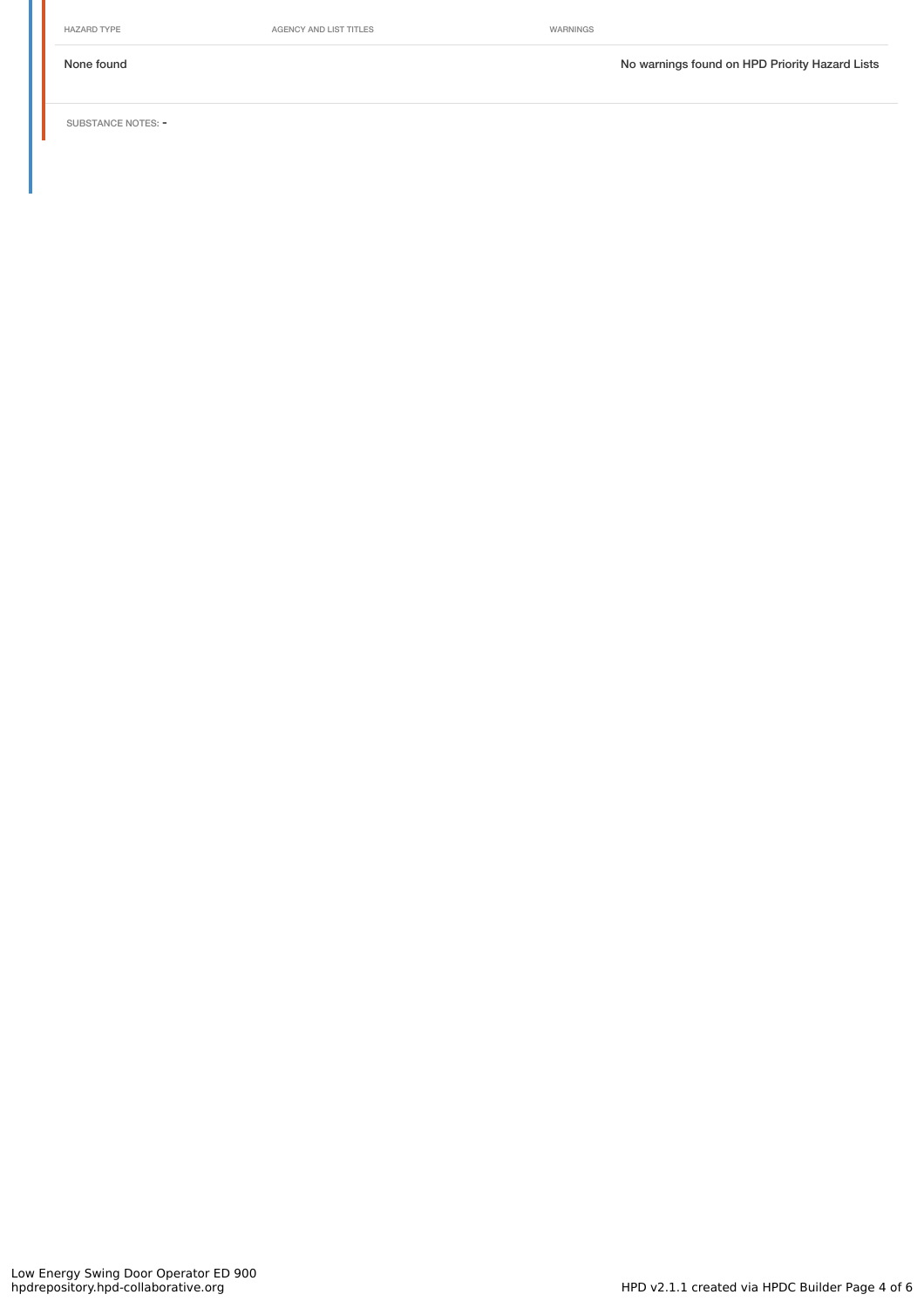| HAZARD TYPE | AGENCY AND LIST TITLES | WARNINGS |
| --- | --- | --- |
| None found | | No warnings found on HPD Priority Hazard Lists |

SUBSTANCE NOTES: -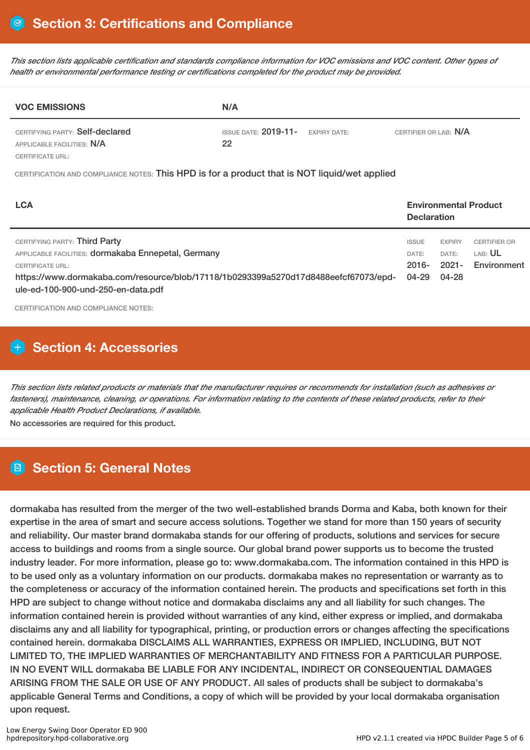## Section 3: Certifications and Compliance

*This section lists applicable certification and standards compliance information for VOC emissions and VOC content. Other types of health or environmental performance testing or certifications completed for the product may be provided.*

| VOC EMISSIONS | N/A | | |
|---|---|---|---|
| CERTIFYING PARTY: Self-declared<br>APPLICABLE FACILITIES: N/A<br>CERTIFICATE URL: | ISSUE DATE: 2019-11-22 | EXPIRY DATE: | CERTIFIER OR LAB: N/A |

CERTIFICATION AND COMPLIANCE NOTES: This HPD is for a product that is NOT liquid/wet applied

| LCA | Environmental Product Declaration | | |
|---|---|---|---|
| CERTIFYING PARTY: Third Party<br>APPLICABLE FACILITIES: dormakaba Ennepetal, Germany<br>CERTIFICATE URL:<br>https://www.dormakaba.com/resource/blob/17118/1b0293399a5270d17d8488eefcf67073/epd-ule-ed-100-900-und-250-en-data.pdf | ISSUE DATE: 2016-04-29 | EXPIRY DATE: 2021-04-28 | CERTIFIER OR LAB: UL Environment |

CERTIFICATION AND COMPLIANCE NOTES:

## Section 4: Accessories

*This section lists related products or materials that the manufacturer requires or recommends for installation (such as adhesives or fasteners), maintenance, cleaning, or operations. For information relating to the contents of these related products, refer to their applicable Health Product Declarations, if available.*

No accessories are required for this product.

## Section 5: General Notes

dormakaba has resulted from the merger of the two well-established brands Dorma and Kaba, both known for their expertise in the area of smart and secure access solutions. Together we stand for more than 150 years of security and reliability. Our master brand dormakaba stands for our offering of products, solutions and services for secure access to buildings and rooms from a single source. Our global brand power supports us to become the trusted industry leader. For more information, please go to: www.dormakaba.com. The information contained in this HPD is to be used only as a voluntary information on our products. dormakaba makes no representation or warranty as to the completeness or accuracy of the information contained herein. The products and specifications set forth in this HPD are subject to change without notice and dormakaba disclaims any and all liability for such changes. The information contained herein is provided without warranties of any kind, either express or implied, and dormakaba disclaims any and all liability for typographical, printing, or production errors or changes affecting the specifications contained herein. dormakaba DISCLAIMS ALL WARRANTIES, EXPRESS OR IMPLIED, INCLUDING, BUT NOT LIMITED TO, THE IMPLIED WARRANTIES OF MERCHANTABILITY AND FITNESS FOR A PARTICULAR PURPOSE. IN NO EVENT WILL dormakaba BE LIABLE FOR ANY INCIDENTAL, INDIRECT OR CONSEQUENTIAL DAMAGES ARISING FROM THE SALE OR USE OF ANY PRODUCT. All sales of products shall be subject to dormakaba's applicable General Terms and Conditions, a copy of which will be provided by your local dormakaba organisation upon request.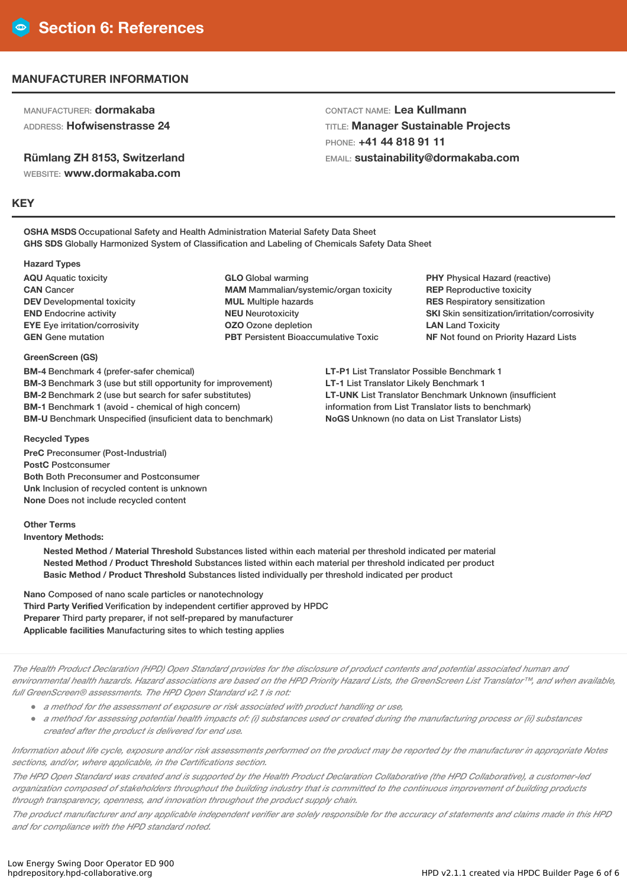# Section 6: References

## MANUFACTURER INFORMATION

MANUFACTURER: **dormakaba**
ADDRESS: **Hofwisenstrasse 24**

**Rümlang ZH 8153, Switzerland**
WEBSITE: **www.dormakaba.com**

CONTACT NAME: **Lea Kullmann**
TITLE: **Manager Sustainable Projects**
PHONE: **+41 44 818 91 11**
EMAIL: **sustainability@dormakaba.com**

## KEY

**OSHA MSDS** Occupational Safety and Health Administration Material Safety Data Sheet
**GHS SDS** Globally Harmonized System of Classification and Labeling of Chemicals Safety Data Sheet

**Hazard Types**

**AQU** Aquatic toxicity
**CAN** Cancer
**DEV** Developmental toxicity
**END** Endocrine activity
**EYE** Eye irritation/corrosivity
**GEN** Gene mutation
**GLO** Global warming
**MAM** Mammalian/systemic/organ toxicity
**MUL** Multiple hazards
**NEU** Neurotoxicity
**OZO** Ozone depletion
**PBT** Persistent Bioaccumulative Toxic
**PHY** Physical Hazard (reactive)
**REP** Reproductive toxicity
**RES** Respiratory sensitization
**SKI** Skin sensitization/irritation/corrosivity
**LAN** Land Toxicity
**NF** Not found on Priority Hazard Lists

**GreenScreen (GS)**

**BM-4** Benchmark 4 (prefer-safer chemical)
**BM-3** Benchmark 3 (use but still opportunity for improvement)
**BM-2** Benchmark 2 (use but search for safer substitutes)
**BM-1** Benchmark 1 (avoid - chemical of high concern)
**BM-U** Benchmark Unspecified (insuficient data to benchmark)
**LT-P1** List Translator Possible Benchmark 1
**LT-1** List Translator Likely Benchmark 1
**LT-UNK** List Translator Benchmark Unknown (insufficient information from List Translator lists to benchmark)
**NoGS** Unknown (no data on List Translator Lists)

**Recycled Types**

**PreC** Preconsumer (Post-Industrial)
**PostC** Postconsumer
**Both** Both Preconsumer and Postconsumer
**Unk** Inclusion of recycled content is unknown
**None** Does not include recycled content

**Other Terms**
**Inventory Methods:**

**Nested Method / Material Threshold** Substances listed within each material per threshold indicated per material
**Nested Method / Product Threshold** Substances listed within each material per threshold indicated per product
**Basic Method / Product Threshold** Substances listed individually per threshold indicated per product

**Nano** Composed of nano scale particles or nanotechnology
**Third Party Verified** Verification by independent certifier approved by HPDC
**Preparer** Third party preparer, if not self-prepared by manufacturer
**Applicable facilities** Manufacturing sites to which testing applies

*The Health Product Declaration (HPD) Open Standard provides for the disclosure of product contents and potential associated human and environmental health hazards. Hazard associations are based on the HPD Priority Hazard Lists, the GreenScreen List Translator™, and when available, full GreenScreen® assessments. The HPD Open Standard v2.1 is not:*

- *a method for the assessment of exposure or risk associated with product handling or use,*
- *a method for assessing potential health impacts of: (i) substances used or created during the manufacturing process or (ii) substances created after the product is delivered for end use.*

*Information about life cycle, exposure and/or risk assessments performed on the product may be reported by the manufacturer in appropriate Notes sections, and/or, where applicable, in the Certifications section.*

*The HPD Open Standard was created and is supported by the Health Product Declaration Collaborative (the HPD Collaborative), a customer-led organization composed of stakeholders throughout the building industry that is committed to the continuous improvement of building products through transparency, openness, and innovation throughout the product supply chain.*

*The product manufacturer and any applicable independent verifier are solely responsible for the accuracy of statements and claims made in this HPD and for compliance with the HPD standard noted.*